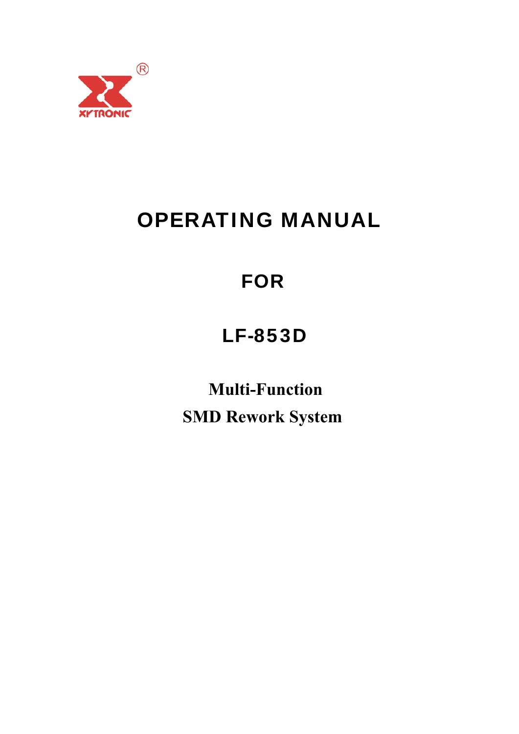XYTRONIC®

# OPERATING MANUAL

# FOR

# LF-853D

**Multi-Function**

**SMD Rework System**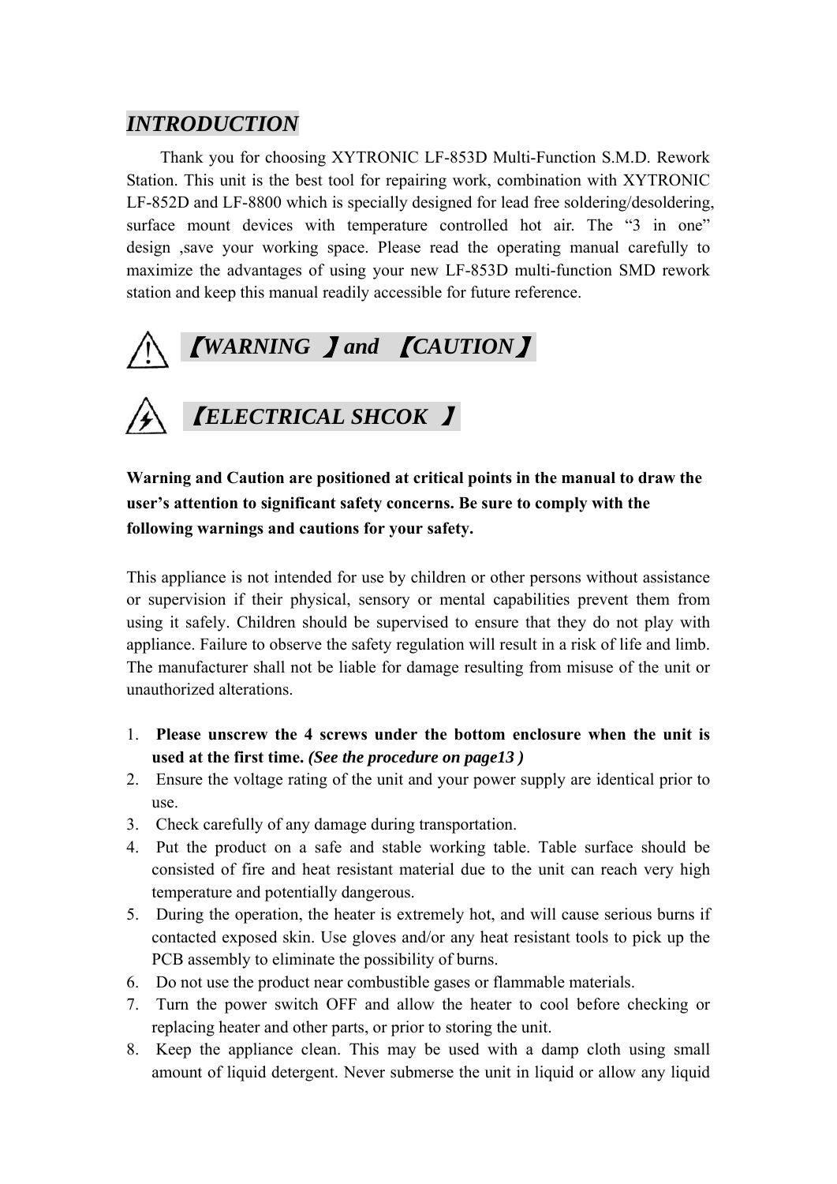## *INTRODUCTION*

Thank you for choosing XYTRONIC LF-853D Multi-Function S.M.D. Rework Station. This unit is the best tool for repairing work, combination with XYTRONIC LF-852D and LF-8800 which is specially designed for lead free soldering/desoldering, surface mount devices with temperature controlled hot air. The “3 in one” design ,save your working space. Please read the operating manual carefully to maximize the advantages of using your new LF-853D multi-function SMD rework station and keep this manual readily accessible for future reference.

## ⚠ *【WARNING 】and 【CAUTION】*

## *【ELECTRICAL SHCOK 】*

**Warning and Caution are positioned at critical points in the manual to draw the user’s attention to significant safety concerns. Be sure to comply with the following warnings and cautions for your safety.**

This appliance is not intended for use by children or other persons without assistance or supervision if their physical, sensory or mental capabilities prevent them from using it safely. Children should be supervised to ensure that they do not play with appliance. Failure to observe the safety regulation will result in a risk of life and limb. The manufacturer shall not be liable for damage resulting from misuse of the unit or unauthorized alterations.

1. **Please unscrew the 4 screws under the bottom enclosure when the unit is used at the first time.** ***(See the procedure on page13 )***
2. Ensure the voltage rating of the unit and your power supply are identical prior to use.
3. Check carefully of any damage during transportation.
4. Put the product on a safe and stable working table. Table surface should be consisted of fire and heat resistant material due to the unit can reach very high temperature and potentially dangerous.
5. During the operation, the heater is extremely hot, and will cause serious burns if contacted exposed skin. Use gloves and/or any heat resistant tools to pick up the PCB assembly to eliminate the possibility of burns.
6. Do not use the product near combustible gases or flammable materials.
7. Turn the power switch OFF and allow the heater to cool before checking or replacing heater and other parts, or prior to storing the unit.
8. Keep the appliance clean. This may be used with a damp cloth using small amount of liquid detergent. Never submerse the unit in liquid or allow any liquid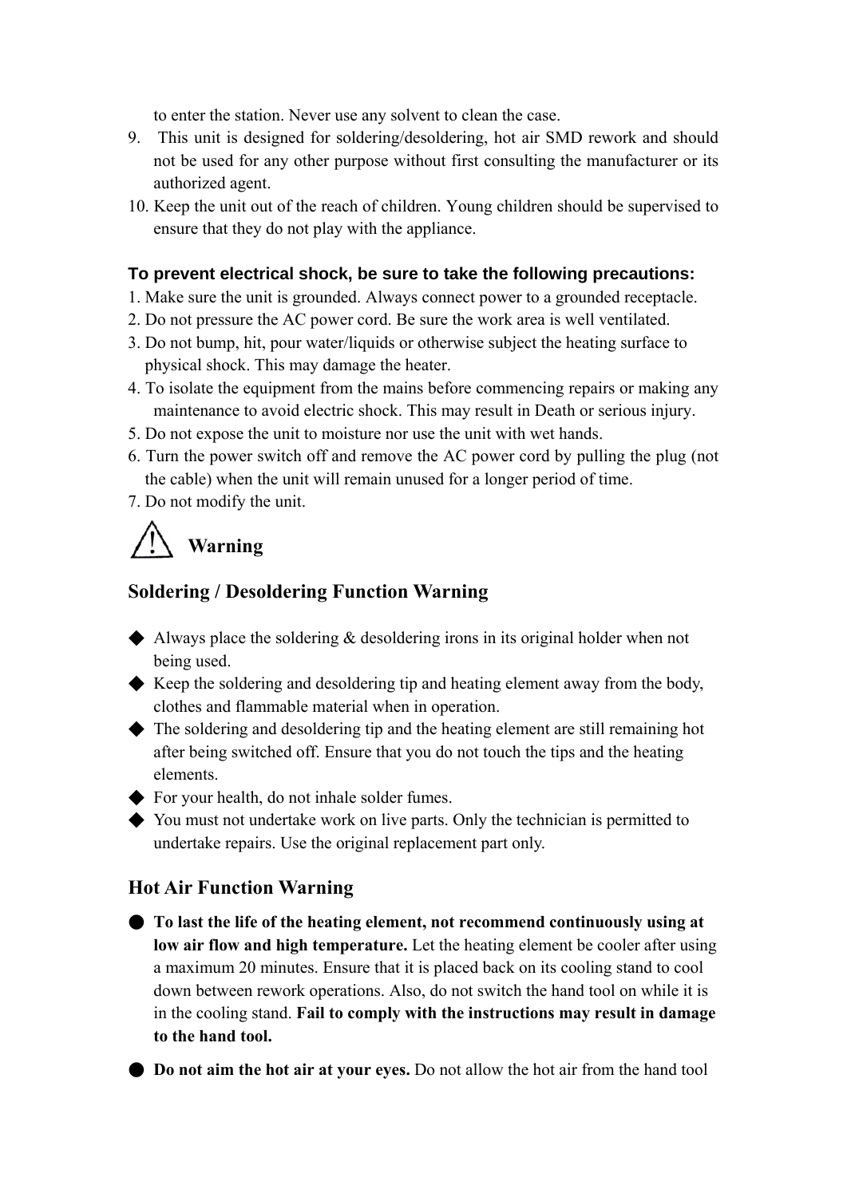to enter the station. Never use any solvent to clean the case.

9. This unit is designed for soldering/desoldering, hot air SMD rework and should not be used for any other purpose without first consulting the manufacturer or its authorized agent.
10. Keep the unit out of the reach of children. Young children should be supervised to ensure that they do not play with the appliance.

**To prevent electrical shock, be sure to take the following precautions:**

1. Make sure the unit is grounded. Always connect power to a grounded receptacle.
2. Do not pressure the AC power cord. Be sure the work area is well ventilated.
3. Do not bump, hit, pour water/liquids or otherwise subject the heating surface to physical shock. This may damage the heater.
4. To isolate the equipment from the mains before commencing repairs or making any maintenance to avoid electric shock. This may result in Death or serious injury.
5. Do not expose the unit to moisture nor use the unit with wet hands.
6. Turn the power switch off and remove the AC power cord by pulling the plug (not the cable) when the unit will remain unused for a longer period of time.
7. Do not modify the unit.

## ⚠ Warning

## Soldering / Desoldering Function Warning

- Always place the soldering & desoldering irons in its original holder when not being used.
- Keep the soldering and desoldering tip and heating element away from the body, clothes and flammable material when in operation.
- The soldering and desoldering tip and the heating element are still remaining hot after being switched off. Ensure that you do not touch the tips and the heating elements.
- For your health, do not inhale solder fumes.
- You must not undertake work on live parts. Only the technician is permitted to undertake repairs. Use the original replacement part only.

## Hot Air Function Warning

- **To last the life of the heating element, not recommend continuously using at low air flow and high temperature.** Let the heating element be cooler after using a maximum 20 minutes. Ensure that it is placed back on its cooling stand to cool down between rework operations. Also, do not switch the hand tool on while it is in the cooling stand. **Fail to comply with the instructions may result in damage to the hand tool.**
- **Do not aim the hot air at your eyes.** Do not allow the hot air from the hand tool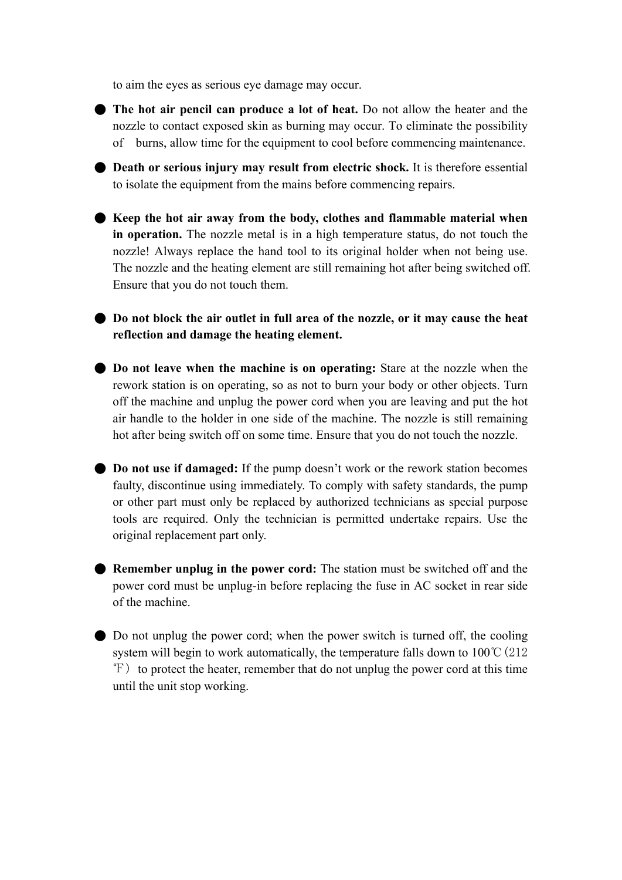to aim the eyes as serious eye damage may occur.

- **The hot air pencil can produce a lot of heat.** Do not allow the heater and the nozzle to contact exposed skin as burning may occur. To eliminate the possibility of burns, allow time for the equipment to cool before commencing maintenance.
- **Death or serious injury may result from electric shock.** It is therefore essential to isolate the equipment from the mains before commencing repairs.
- **Keep the hot air away from the body, clothes and flammable material when in operation.** The nozzle metal is in a high temperature status, do not touch the nozzle! Always replace the hand tool to its original holder when not being use. The nozzle and the heating element are still remaining hot after being switched off. Ensure that you do not touch them.
- **Do not block the air outlet in full area of the nozzle, or it may cause the heat reflection and damage the heating element.**
- **Do not leave when the machine is on operating:** Stare at the nozzle when the rework station is on operating, so as not to burn your body or other objects. Turn off the machine and unplug the power cord when you are leaving and put the hot air handle to the holder in one side of the machine. The nozzle is still remaining hot after being switch off on some time. Ensure that you do not touch the nozzle.
- **Do not use if damaged:** If the pump doesn't work or the rework station becomes faulty, discontinue using immediately. To comply with safety standards, the pump or other part must only be replaced by authorized technicians as special purpose tools are required. Only the technician is permitted undertake repairs. Use the original replacement part only.
- **Remember unplug in the power cord:** The station must be switched off and the power cord must be unplug-in before replacing the fuse in AC socket in rear side of the machine.
- Do not unplug the power cord; when the power switch is turned off, the cooling system will begin to work automatically, the temperature falls down to 100℃(212℉) to protect the heater, remember that do not unplug the power cord at this time until the unit stop working.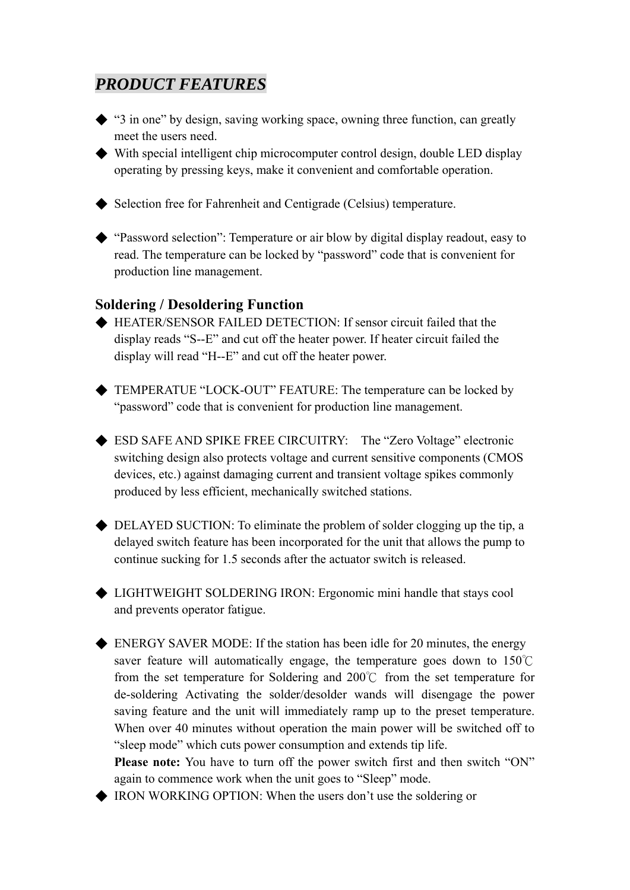## *PRODUCT FEATURES*

- "3 in one" by design, saving working space, owning three function, can greatly meet the users need.
- With special intelligent chip microcomputer control design, double LED display operating by pressing keys, make it convenient and comfortable operation.
- Selection free for Fahrenheit and Centigrade (Celsius) temperature.
- "Password selection": Temperature or air blow by digital display readout, easy to read. The temperature can be locked by "password" code that is convenient for production line management.

### Soldering / Desoldering Function

- HEATER/SENSOR FAILED DETECTION: If sensor circuit failed that the display reads "S--E" and cut off the heater power. If heater circuit failed the display will read "H--E" and cut off the heater power.
- TEMPERATUE "LOCK-OUT" FEATURE: The temperature can be locked by "password" code that is convenient for production line management.
- ESD SAFE AND SPIKE FREE CIRCUITRY: The "Zero Voltage" electronic switching design also protects voltage and current sensitive components (CMOS devices, etc.) against damaging current and transient voltage spikes commonly produced by less efficient, mechanically switched stations.
- DELAYED SUCTION: To eliminate the problem of solder clogging up the tip, a delayed switch feature has been incorporated for the unit that allows the pump to continue sucking for 1.5 seconds after the actuator switch is released.
- LIGHTWEIGHT SOLDERING IRON: Ergonomic mini handle that stays cool and prevents operator fatigue.
- ENERGY SAVER MODE: If the station has been idle for 20 minutes, the energy saver feature will automatically engage, the temperature goes down to 150℃ from the set temperature for Soldering and 200℃ from the set temperature for de-soldering Activating the solder/desolder wands will disengage the power saving feature and the unit will immediately ramp up to the preset temperature. When over 40 minutes without operation the main power will be switched off to "sleep mode" which cuts power consumption and extends tip life.

  **Please note:** You have to turn off the power switch first and then switch "ON" again to commence work when the unit goes to "Sleep" mode.
- IRON WORKING OPTION: When the users don't use the soldering or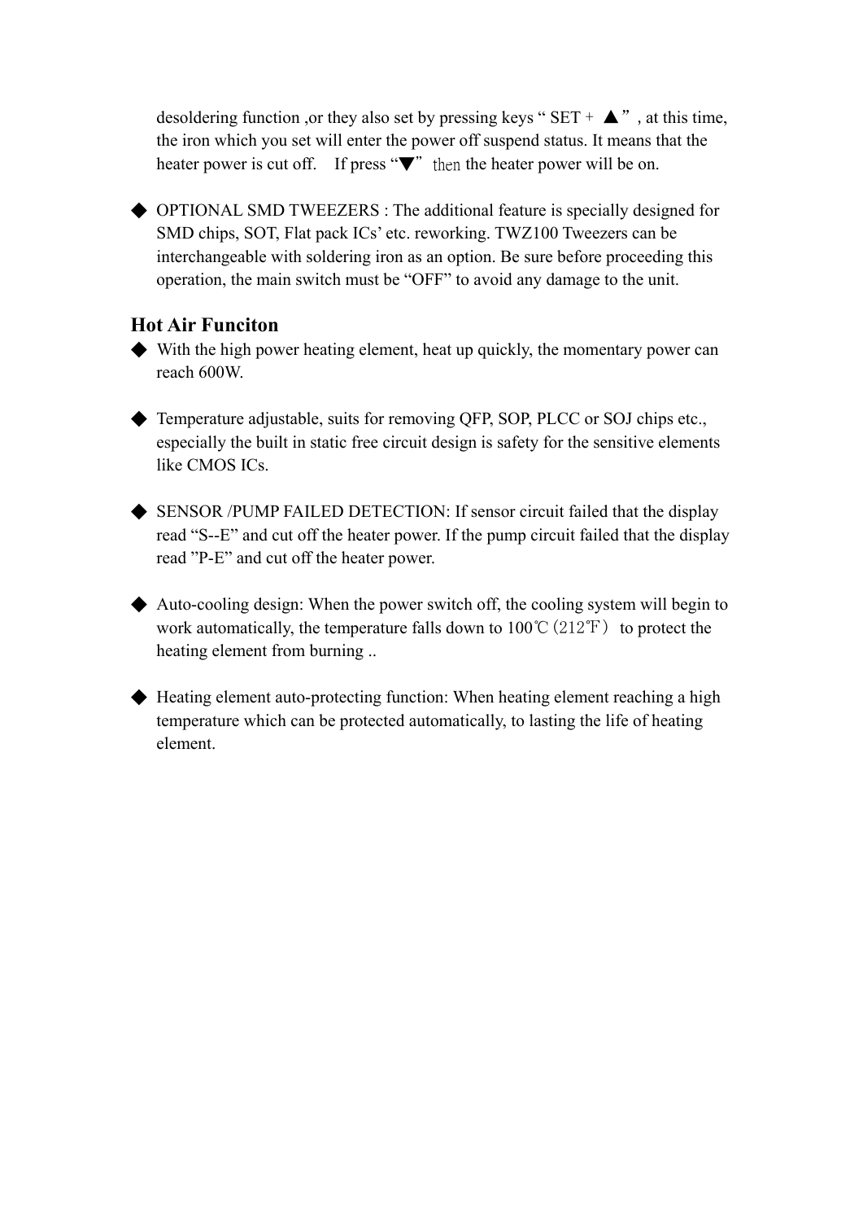desoldering function ,or they also set by pressing keys " SET + ▲" , at this time, the iron which you set will enter the power off suspend status. It means that the heater power is cut off. If press "▼" then the heater power will be on.

◆ OPTIONAL SMD TWEEZERS : The additional feature is specially designed for SMD chips, SOT, Flat pack ICs' etc. reworking. TWZ100 Tweezers can be interchangeable with soldering iron as an option. Be sure before proceeding this operation, the main switch must be "OFF" to avoid any damage to the unit.

## Hot Air Funciton

◆ With the high power heating element, heat up quickly, the momentary power can reach 600W.

◆ Temperature adjustable, suits for removing QFP, SOP, PLCC or SOJ chips etc., especially the built in static free circuit design is safety for the sensitive elements like CMOS ICs.

◆ SENSOR /PUMP FAILED DETECTION: If sensor circuit failed that the display read "S--E" and cut off the heater power. If the pump circuit failed that the display read "P-E" and cut off the heater power.

◆ Auto-cooling design: When the power switch off, the cooling system will begin to work automatically, the temperature falls down to 100℃(212℉) to protect the heating element from burning ..

◆ Heating element auto-protecting function: When heating element reaching a high temperature which can be protected automatically, to lasting the life of heating element.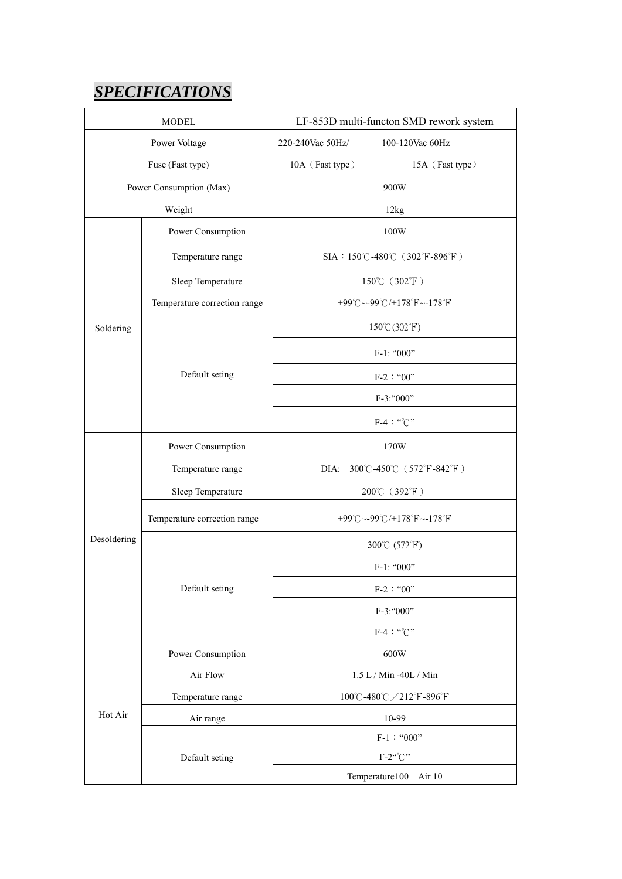## ***SPECIFICATIONS***

| MODEL | | LF-853D multi-functon SMD rework system | |
|---|---|---|---|
| Power Voltage | | 220-240Vac 50Hz/ | 100-120Vac 60Hz |
| Fuse (Fast type) | | 10A（Fast type） | 15A（Fast type） |
| Power Consumption (Max) | | 900W | |
| Weight | | 12kg | |
| Soldering | Power Consumption | 100W | |
| | Temperature range | SIA：150℃-480℃（302℉-896℉） | |
| | Sleep Temperature | 150℃（302℉） | |
| | Temperature correction range | +99℃~-99℃/+178℉~-178℉ | |
| | Default seting | 150℃(302℉) | |
| | | F-1: "000" | |
| | | F-2："00" | |
| | | F-3:"000" | |
| | | F-4："℃" | |
| Desoldering | Power Consumption | 170W | |
| | Temperature range | DIA: 300℃-450℃（572℉-842℉） | |
| | Sleep Temperature | 200℃（392℉） | |
| | Temperature correction range | +99℃~-99℃/+178℉~-178℉ | |
| | Default seting | 300℃ (572℉) | |
| | | F-1: "000" | |
| | | F-2："00" | |
| | | F-3:"000" | |
| | | F-4："℃" | |
| Hot Air | Power Consumption | 600W | |
| | Air Flow | 1.5 L / Min -40L / Min | |
| | Temperature range | 100℃-480℃／212℉-896℉ | |
| | Air range | 10-99 | |
| | Default seting | F-1："000" | |
| | | F-2"℃" | |
| | | Temperature100 Air 10 | |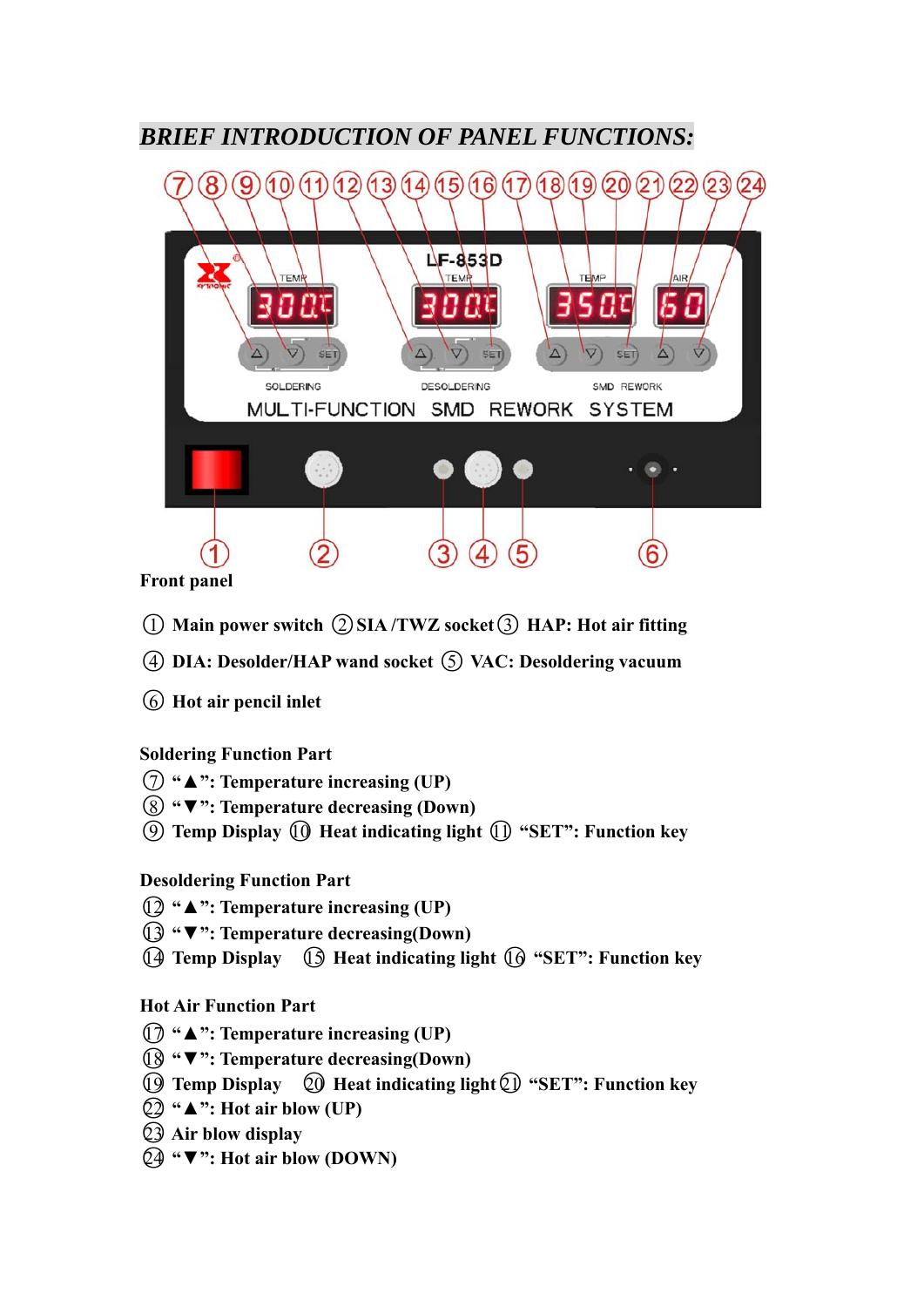## *BRIEF INTRODUCTION OF PANEL FUNCTIONS:*

**Front panel**

① **Main power switch** ② **SIA /TWZ socket** ③ **HAP: Hot air fitting**

④ **DIA: Desolder/HAP wand socket** ⑤ **VAC: Desoldering vacuum**

⑥ **Hot air pencil inlet**

**Soldering Function Part**

⑦ **"▲": Temperature increasing (UP)**
⑧ **"▼": Temperature decreasing (Down)**
⑨ **Temp Display** ⑩ **Heat indicating light** ⑪ **"SET": Function key**

**Desoldering Function Part**

⑫ **"▲": Temperature increasing (UP)**
⑬ **"▼": Temperature decreasing(Down)**
⑭ **Temp Display** ⑮ **Heat indicating light** ⑯ **"SET": Function key**

**Hot Air Function Part**

⑰ **"▲": Temperature increasing (UP)**
⑱ **"▼": Temperature decreasing(Down)**
⑲ **Temp Display** ⑳ **Heat indicating light** ㉑ **"SET": Function key**
㉒ **"▲": Hot air blow (UP)**
㉓ **Air blow display**
㉔ **"▼": Hot air blow (DOWN)**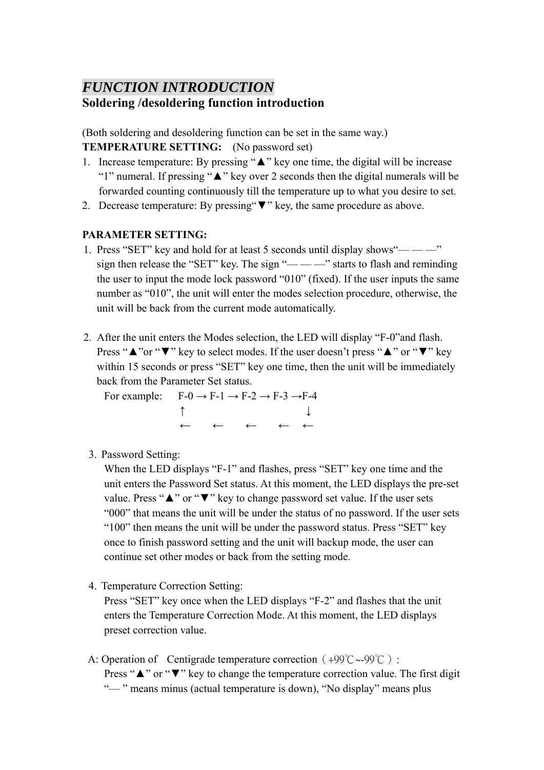# *FUNCTION INTRODUCTION*

## Soldering /desoldering function introduction

(Both soldering and desoldering function can be set in the same way.)

**TEMPERATURE SETTING:** (No password set)

1. Increase temperature: By pressing "▲" key one time, the digital will be increase "1" numeral. If pressing "▲" key over 2 seconds then the digital numerals will be forwarded counting continuously till the temperature up to what you desire to set.
2. Decrease temperature: By pressing"▼" key, the same procedure as above.

**PARAMETER SETTING:**

1. Press "SET" key and hold for at least 5 seconds until display shows"— — —" sign then release the "SET" key. The sign "— — —" starts to flash and reminding the user to input the mode lock password "010" (fixed). If the user inputs the same number as "010", the unit will enter the modes selection procedure, otherwise, the unit will be back from the current mode automatically.

2. After the unit enters the Modes selection, the LED will display "F-0"and flash. Press "▲"or "▼" key to select modes. If the user doesn't press "▲" or "▼" key within 15 seconds or press "SET" key one time, then the unit will be immediately back from the Parameter Set status.

   For example: F-0 → F-1 → F-2 → F-3 →F-4
   ↑ ↓
   ← ← ← ← ←

3. Password Setting:

   When the LED displays "F-1" and flashes, press "SET" key one time and the unit enters the Password Set status. At this moment, the LED displays the pre-set value. Press "▲" or "▼" key to change password set value. If the user sets "000" that means the unit will be under the status of no password. If the user sets "100" then means the unit will be under the password status. Press "SET" key once to finish password setting and the unit will backup mode, the user can continue set other modes or back from the setting mode.

4. Temperature Correction Setting:

   Press "SET" key once when the LED displays "F-2" and flashes that the unit enters the Temperature Correction Mode. At this moment, the LED displays preset correction value.

A: Operation of Centigrade temperature correction（+99℃~-99℃）:

Press "▲" or "▼" key to change the temperature correction value. The first digit "— " means minus (actual temperature is down), "No display" means plus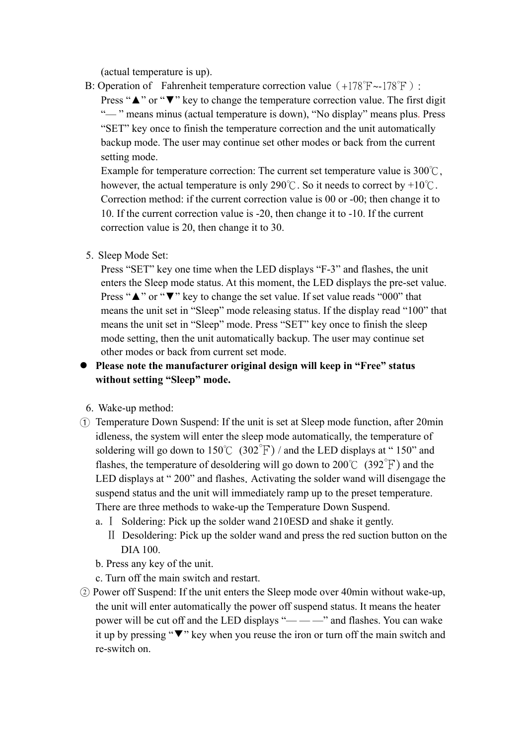(actual temperature is up).

B: Operation of Fahrenheit temperature correction value（+178℉~-178℉）:

Press "▲" or "▼" key to change the temperature correction value. The first digit "— " means minus (actual temperature is down), "No display" means plus. Press "SET" key once to finish the temperature correction and the unit automatically backup mode. The user may continue set other modes or back from the current setting mode.

Example for temperature correction: The current set temperature value is 300℃, however, the actual temperature is only 290℃. So it needs to correct by +10℃. Correction method: if the current correction value is 00 or -00; then change it to 10. If the current correction value is -20, then change it to -10. If the current correction value is 20, then change it to 30.

5. Sleep Mode Set:

Press "SET" key one time when the LED displays "F-3" and flashes, the unit enters the Sleep mode status. At this moment, the LED displays the pre-set value. Press "▲" or "▼" key to change the set value. If set value reads "000" that means the unit set in "Sleep" mode releasing status. If the display read "100" that means the unit set in "Sleep" mode. Press "SET" key once to finish the sleep mode setting, then the unit automatically backup. The user may continue set other modes or back from current set mode.

- **Please note the manufacturer original design will keep in "Free" status without setting "Sleep" mode.**

6. Wake-up method:

① Temperature Down Suspend: If the unit is set at Sleep mode function, after 20min idleness, the system will enter the sleep mode automatically, the temperature of soldering will go down to 150℃ (302℉) / and the LED displays at " 150" and flashes, the temperature of desoldering will go down to 200℃ (392℉) and the LED displays at " 200" and flashes. Activating the solder wand will disengage the suspend status and the unit will immediately ramp up to the preset temperature. There are three methods to wake-up the Temperature Down Suspend.

a. Ⅰ Soldering: Pick up the solder wand 210ESD and shake it gently.

Ⅱ Desoldering: Pick up the solder wand and press the red suction button on the DIA 100.

b. Press any key of the unit.

c. Turn off the main switch and restart.

② Power off Suspend: If the unit enters the Sleep mode over 40min without wake-up, the unit will enter automatically the power off suspend status. It means the heater power will be cut off and the LED displays "— — —" and flashes. You can wake it up by pressing "▼" key when you reuse the iron or turn off the main switch and re-switch on.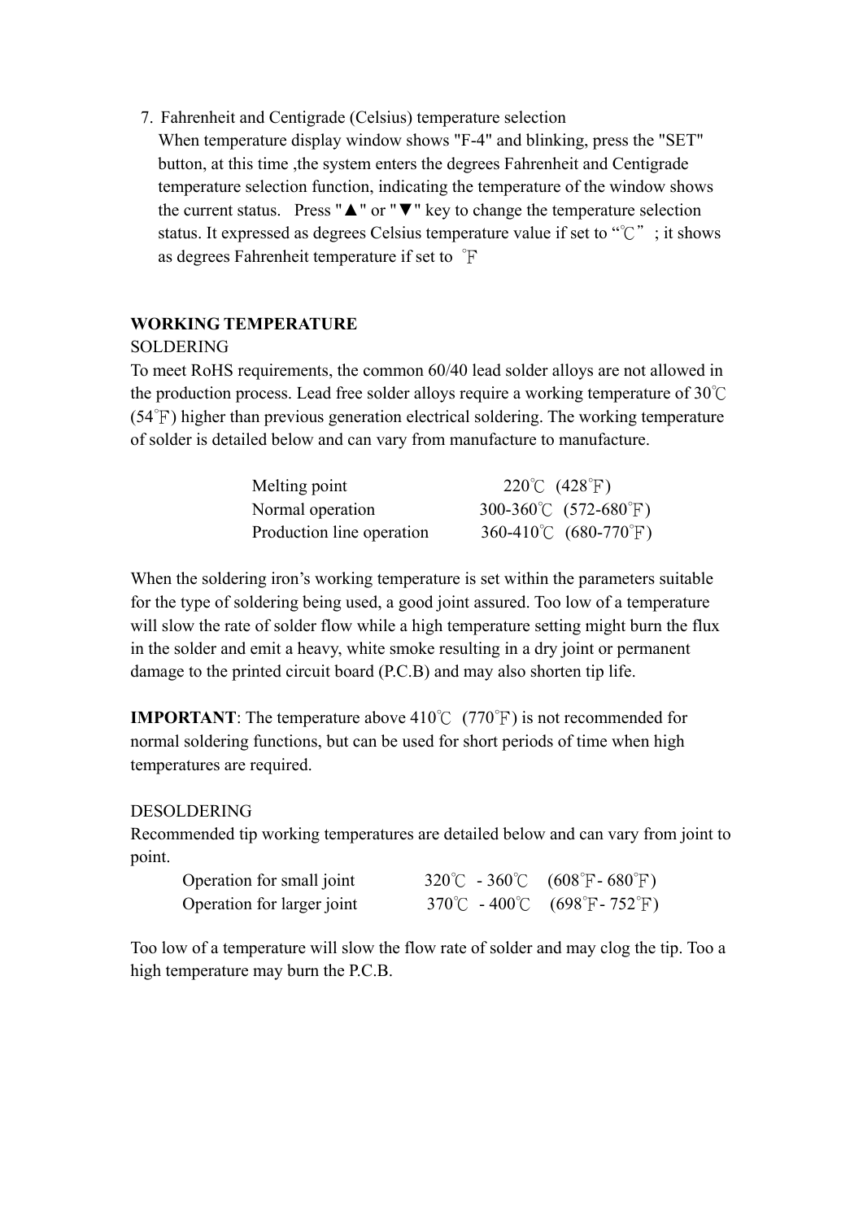7. Fahrenheit and Centigrade (Celsius) temperature selection
   When temperature display window shows "F-4" and blinking, press the "SET" button, at this time ,the system enters the degrees Fahrenheit and Centigrade temperature selection function, indicating the temperature of the window shows the current status. Press "▲" or "▼" key to change the temperature selection status. It expressed as degrees Celsius temperature value if set to "℃"; it shows as degrees Fahrenheit temperature if set to ℉

**WORKING TEMPERATURE**

SOLDERING

To meet RoHS requirements, the common 60/40 lead solder alloys are not allowed in the production process. Lead free solder alloys require a working temperature of 30℃ (54℉) higher than previous generation electrical soldering. The working temperature of solder is detailed below and can vary from manufacture to manufacture.

| | |
|---|---|
| Melting point | 220℃ (428℉) |
| Normal operation | 300-360℃ (572-680℉) |
| Production line operation | 360-410℃ (680-770℉) |

When the soldering iron's working temperature is set within the parameters suitable for the type of soldering being used, a good joint assured. Too low of a temperature will slow the rate of solder flow while a high temperature setting might burn the flux in the solder and emit a heavy, white smoke resulting in a dry joint or permanent damage to the printed circuit board (P.C.B) and may also shorten tip life.

**IMPORTANT**: The temperature above 410℃ (770℉) is not recommended for normal soldering functions, but can be used for short periods of time when high temperatures are required.

DESOLDERING

Recommended tip working temperatures are detailed below and can vary from joint to point.

| | |
|---|---|
| Operation for small joint | 320℃ - 360℃ (608℉- 680℉) |
| Operation for larger joint | 370℃ - 400℃ (698℉- 752℉) |

Too low of a temperature will slow the flow rate of solder and may clog the tip. Too a high temperature may burn the P.C.B.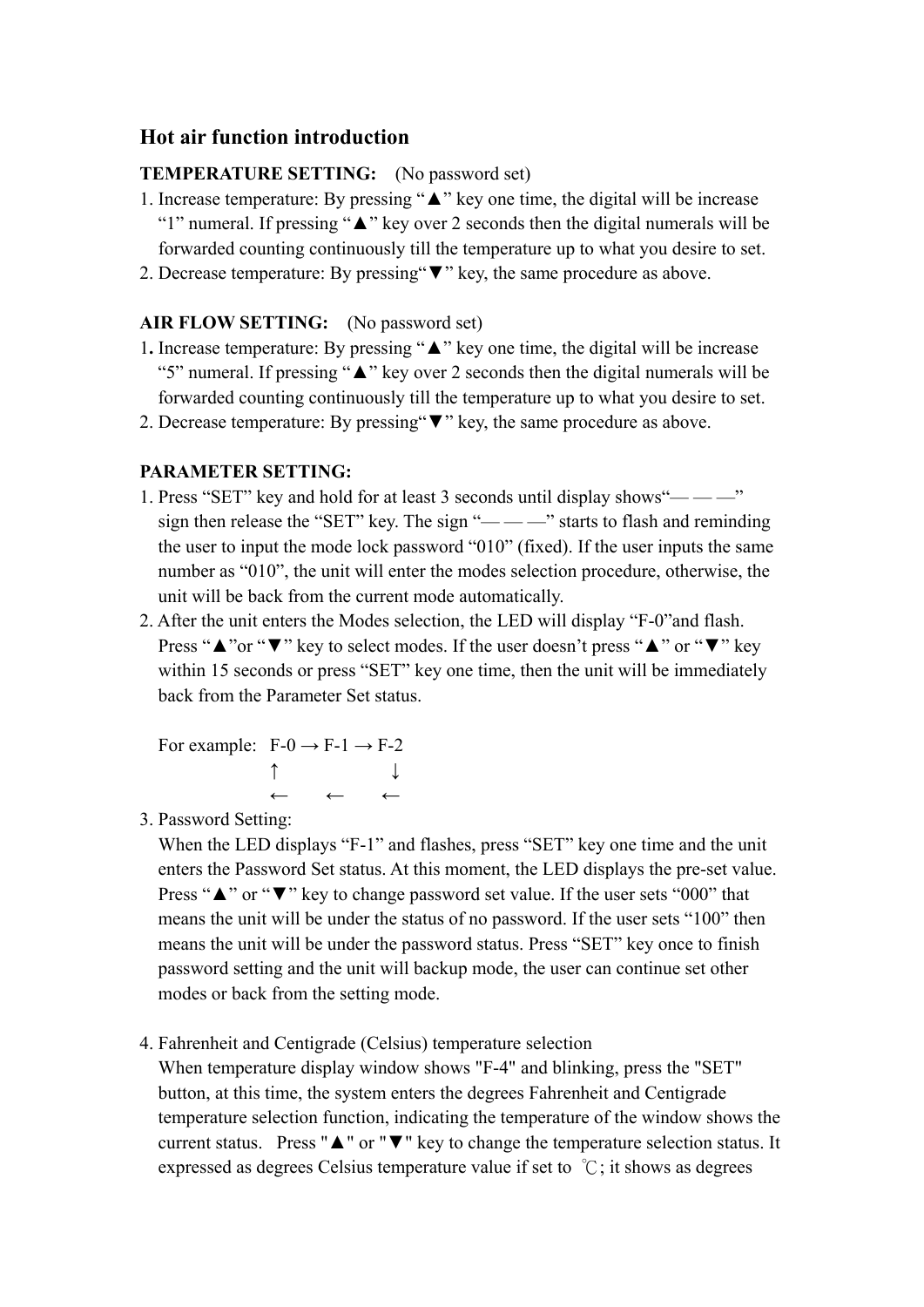## Hot air function introduction

**TEMPERATURE SETTING:** (No password set)

1. Increase temperature: By pressing "▲" key one time, the digital will be increase "1" numeral. If pressing "▲" key over 2 seconds then the digital numerals will be forwarded counting continuously till the temperature up to what you desire to set.
2. Decrease temperature: By pressing"▼" key, the same procedure as above.

**AIR FLOW SETTING:** (No password set)

1. Increase temperature: By pressing "▲" key one time, the digital will be increase "5" numeral. If pressing "▲" key over 2 seconds then the digital numerals will be forwarded counting continuously till the temperature up to what you desire to set.
2. Decrease temperature: By pressing"▼" key, the same procedure as above.

**PARAMETER SETTING:**

1. Press "SET" key and hold for at least 3 seconds until display shows"— — —" sign then release the "SET" key. The sign "— — —" starts to flash and reminding the user to input the mode lock password "010" (fixed). If the user inputs the same number as "010", the unit will enter the modes selection procedure, otherwise, the unit will be back from the current mode automatically.
2. After the unit enters the Modes selection, the LED will display "F-0"and flash. Press "▲"or "▼" key to select modes. If the user doesn't press "▲" or "▼" key within 15 seconds or press "SET" key one time, then the unit will be immediately back from the Parameter Set status.

   For example: F-0 → F-1 → F-2
   ↑ ↓
   ← ← ←

3. Password Setting:
   When the LED displays "F-1" and flashes, press "SET" key one time and the unit enters the Password Set status. At this moment, the LED displays the pre-set value. Press "▲" or "▼" key to change password set value. If the user sets "000" that means the unit will be under the status of no password. If the user sets "100" then means the unit will be under the password status. Press "SET" key once to finish password setting and the unit will backup mode, the user can continue set other modes or back from the setting mode.

4. Fahrenheit and Centigrade (Celsius) temperature selection
   When temperature display window shows "F-4" and blinking, press the "SET" button, at this time, the system enters the degrees Fahrenheit and Centigrade temperature selection function, indicating the temperature of the window shows the current status. Press "▲" or "▼" key to change the temperature selection status. It expressed as degrees Celsius temperature value if set to ℃; it shows as degrees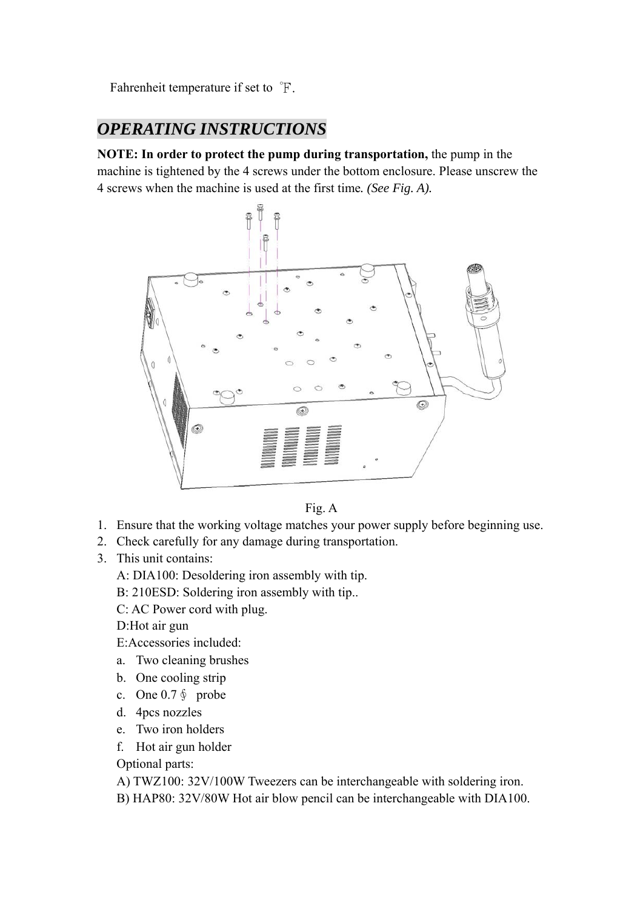Fahrenheit temperature if set to ℉.

## *OPERATING INSTRUCTIONS*

**NOTE: In order to protect the pump during transportation,** the pump in the machine is tightened by the 4 screws under the bottom enclosure. Please unscrew the 4 screws when the machine is used at the first time. *(See Fig. A).*

Fig. A

1. Ensure that the working voltage matches your power supply before beginning use.
2. Check carefully for any damage during transportation.
3. This unit contains:

   A: DIA100: Desoldering iron assembly with tip.

   B: 210ESD: Soldering iron assembly with tip..

   C: AC Power cord with plug.

   D:Hot air gun

   E:Accessories included:

   a. Two cleaning brushes
   b. One cooling strip
   c. One 0.7∮ probe
   d. 4pcs nozzles
   e. Two iron holders
   f. Hot air gun holder

   Optional parts:

   A) TWZ100: 32V/100W Tweezers can be interchangeable with soldering iron.

   B) HAP80: 32V/80W Hot air blow pencil can be interchangeable with DIA100.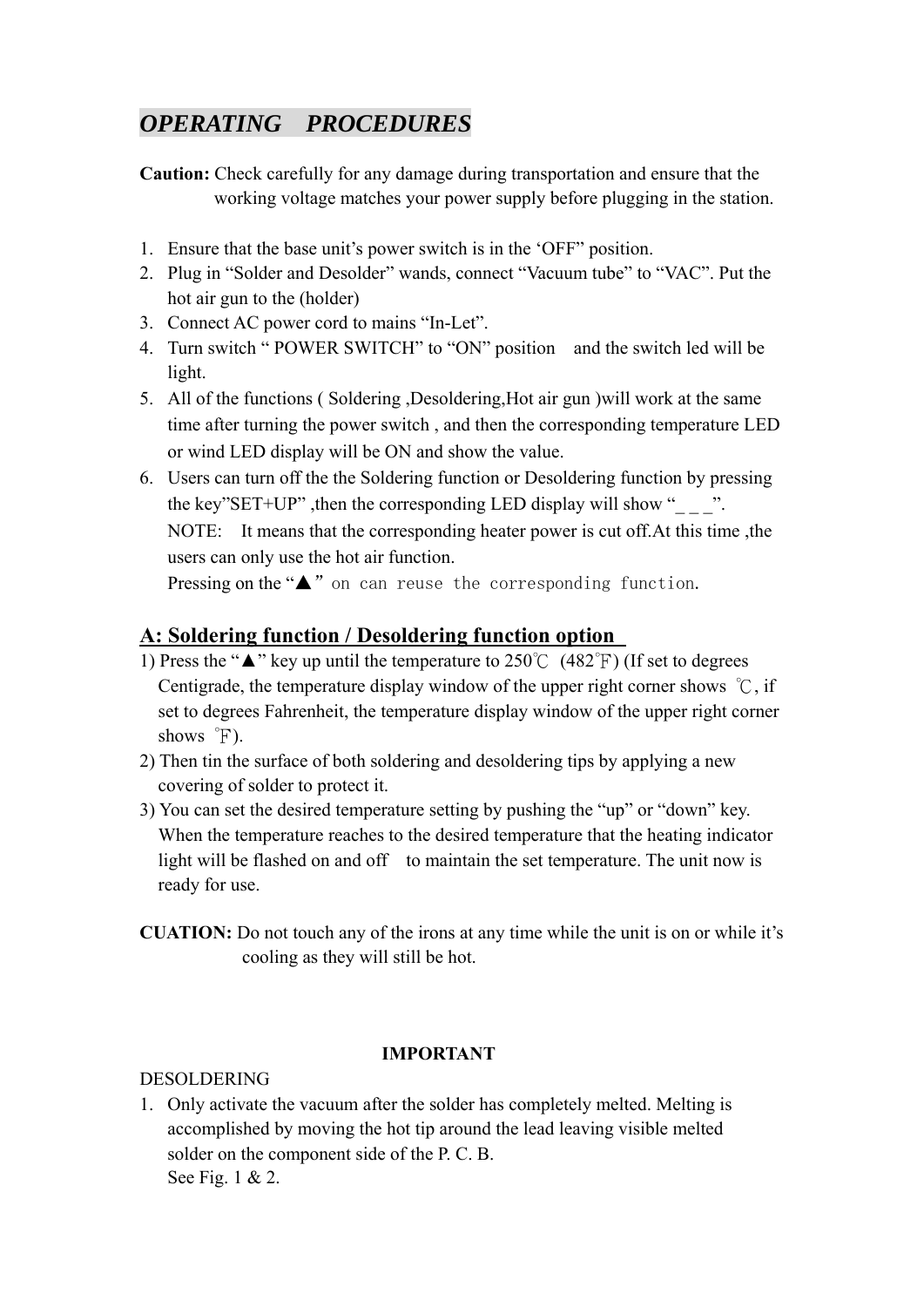## *OPERATING PROCEDURES*

**Caution:** Check carefully for any damage during transportation and ensure that the working voltage matches your power supply before plugging in the station.

1. Ensure that the base unit's power switch is in the 'OFF" position.
2. Plug in "Solder and Desolder" wands, connect "Vacuum tube" to "VAC". Put the hot air gun to the (holder)
3. Connect AC power cord to mains "In-Let".
4. Turn switch " POWER SWITCH" to "ON" position and the switch led will be light.
5. All of the functions ( Soldering ,Desoldering,Hot air gun )will work at the same time after turning the power switch , and then the corresponding temperature LED or wind LED display will be ON and show the value.
6. Users can turn off the the Soldering function or Desoldering function by pressing the key"SET+UP" ,then the corresponding LED display will show "_ _ _".
   NOTE: It means that the corresponding heater power is cut off.At this time ,the users can only use the hot air function.
   Pressing on the "▲" on can reuse the corresponding function.

## A: Soldering function / Desoldering function option

1) Press the "▲" key up until the temperature to 250℃ (482℉) (If set to degrees Centigrade, the temperature display window of the upper right corner shows ℃, if set to degrees Fahrenheit, the temperature display window of the upper right corner shows ℉).
2) Then tin the surface of both soldering and desoldering tips by applying a new covering of solder to protect it.
3) You can set the desired temperature setting by pushing the "up" or "down" key. When the temperature reaches to the desired temperature that the heating indicator light will be flashed on and off to maintain the set temperature. The unit now is ready for use.

**CUATION:** Do not touch any of the irons at any time while the unit is on or while it's cooling as they will still be hot.

**IMPORTANT**

DESOLDERING

1. Only activate the vacuum after the solder has completely melted. Melting is accomplished by moving the hot tip around the lead leaving visible melted solder on the component side of the P. C. B.
   See Fig. 1 & 2.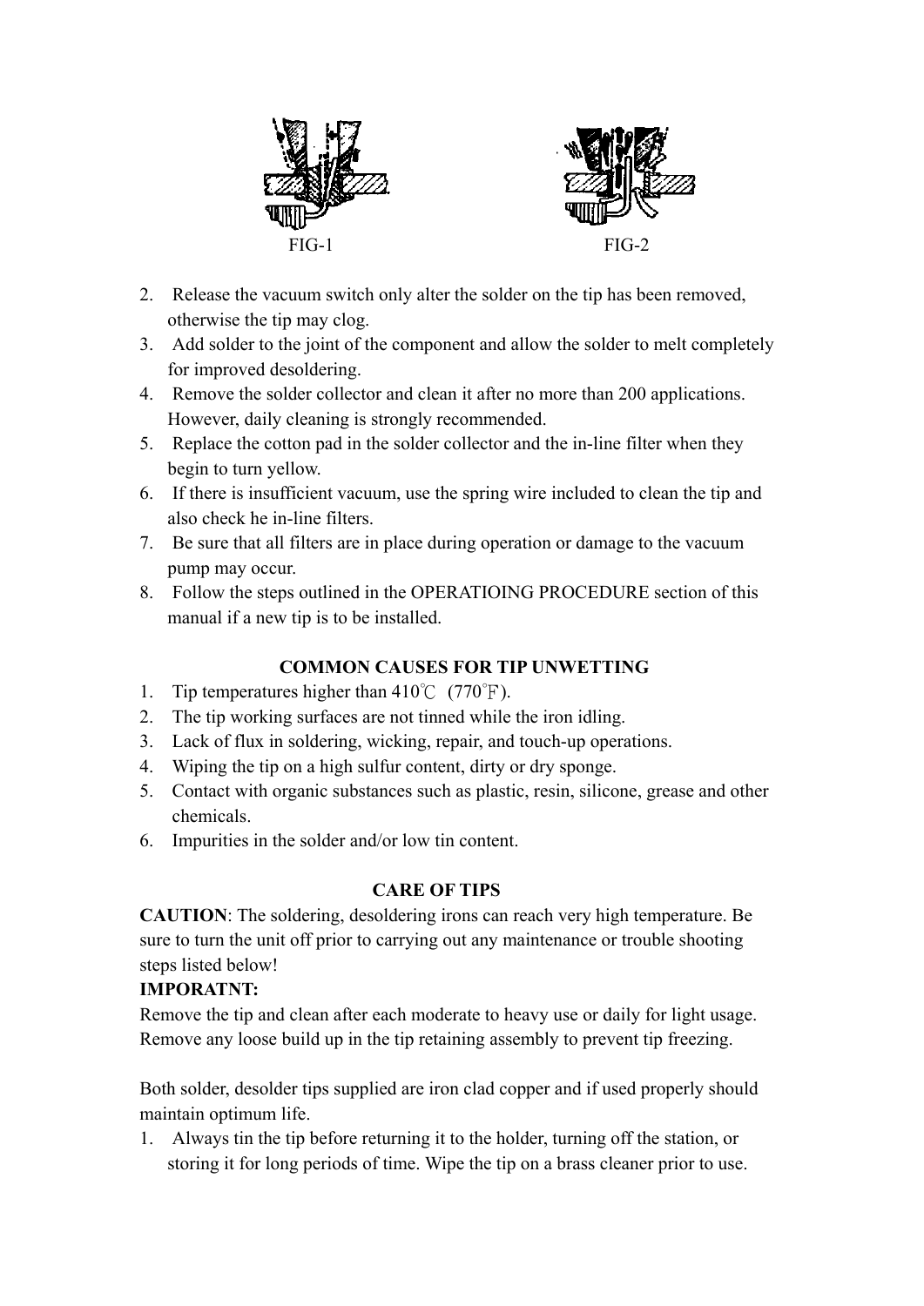FIG-1 FIG-2

2. Release the vacuum switch only alter the solder on the tip has been removed, otherwise the tip may clog.
3. Add solder to the joint of the component and allow the solder to melt completely for improved desoldering.
4. Remove the solder collector and clean it after no more than 200 applications. However, daily cleaning is strongly recommended.
5. Replace the cotton pad in the solder collector and the in-line filter when they begin to turn yellow.
6. If there is insufficient vacuum, use the spring wire included to clean the tip and also check he in-line filters.
7. Be sure that all filters are in place during operation or damage to the vacuum pump may occur.
8. Follow the steps outlined in the OPERATIOING PROCEDURE section of this manual if a new tip is to be installed.

## COMMON CAUSES FOR TIP UNWETTING

1. Tip temperatures higher than 410℃ (770℉).
2. The tip working surfaces are not tinned while the iron idling.
3. Lack of flux in soldering, wicking, repair, and touch-up operations.
4. Wiping the tip on a high sulfur content, dirty or dry sponge.
5. Contact with organic substances such as plastic, resin, silicone, grease and other chemicals.
6. Impurities in the solder and/or low tin content.

## CARE OF TIPS

**CAUTION**: The soldering, desoldering irons can reach very high temperature. Be sure to turn the unit off prior to carrying out any maintenance or trouble shooting steps listed below!

**IMPORATNT:**

Remove the tip and clean after each moderate to heavy use or daily for light usage. Remove any loose build up in the tip retaining assembly to prevent tip freezing.

Both solder, desolder tips supplied are iron clad copper and if used properly should maintain optimum life.

1. Always tin the tip before returning it to the holder, turning off the station, or storing it for long periods of time. Wipe the tip on a brass cleaner prior to use.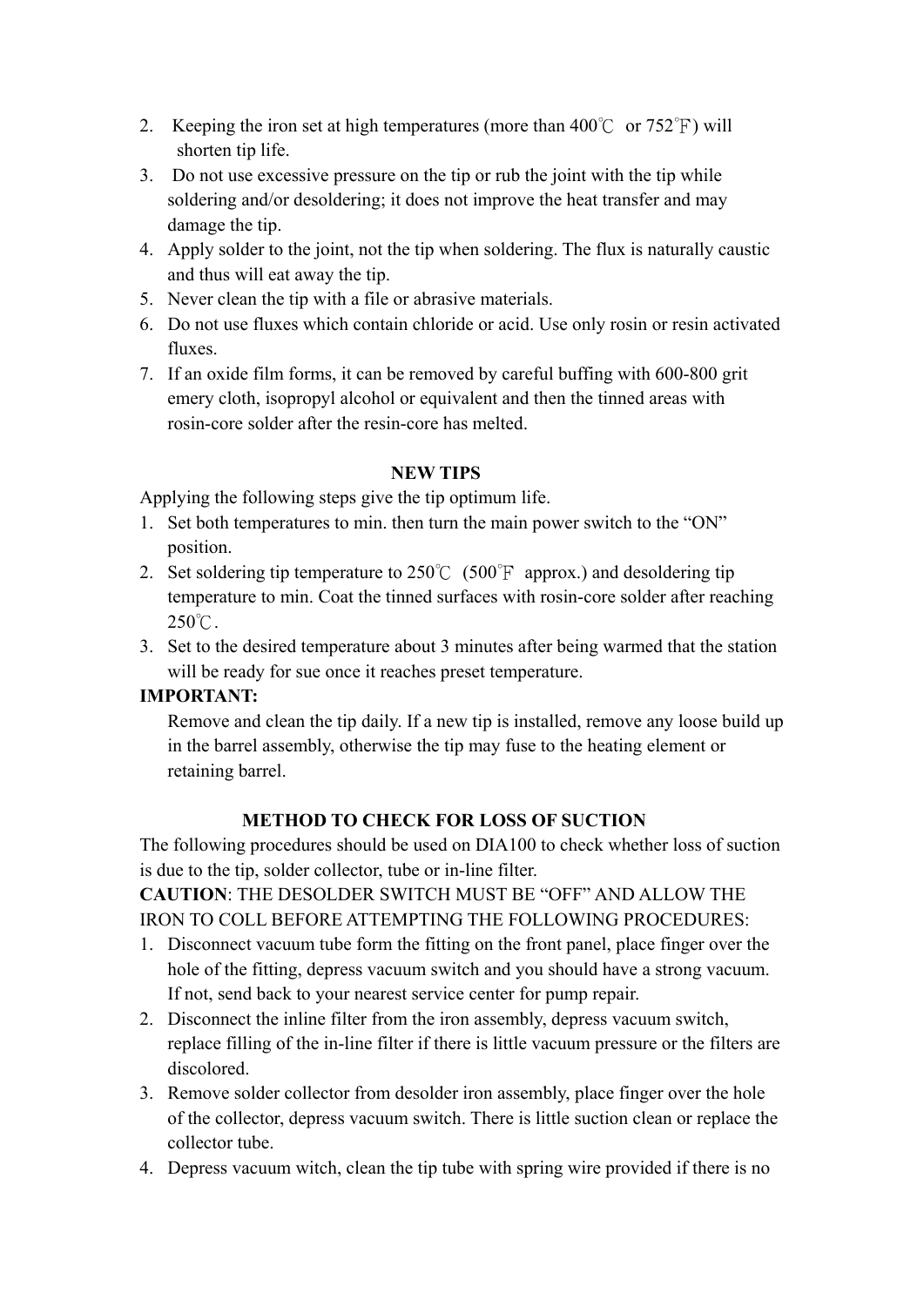2. Keeping the iron set at high temperatures (more than 400℃ or 752℉) will shorten tip life.
3. Do not use excessive pressure on the tip or rub the joint with the tip while soldering and/or desoldering; it does not improve the heat transfer and may damage the tip.
4. Apply solder to the joint, not the tip when soldering. The flux is naturally caustic and thus will eat away the tip.
5. Never clean the tip with a file or abrasive materials.
6. Do not use fluxes which contain chloride or acid. Use only rosin or resin activated fluxes.
7. If an oxide film forms, it can be removed by careful buffing with 600-800 grit emery cloth, isopropyl alcohol or equivalent and then the tinned areas with rosin-core solder after the resin-core has melted.

**NEW TIPS**

Applying the following steps give the tip optimum life.

1. Set both temperatures to min. then turn the main power switch to the "ON" position.
2. Set soldering tip temperature to 250℃ (500℉ approx.) and desoldering tip temperature to min. Coat the tinned surfaces with rosin-core solder after reaching 250℃.
3. Set to the desired temperature about 3 minutes after being warmed that the station will be ready for sue once it reaches preset temperature.

**IMPORTANT:**

Remove and clean the tip daily. If a new tip is installed, remove any loose build up in the barrel assembly, otherwise the tip may fuse to the heating element or retaining barrel.

**METHOD TO CHECK FOR LOSS OF SUCTION**

The following procedures should be used on DIA100 to check whether loss of suction is due to the tip, solder collector, tube or in-line filter.

**CAUTION**: THE DESOLDER SWITCH MUST BE "OFF" AND ALLOW THE IRON TO COLL BEFORE ATTEMPTING THE FOLLOWING PROCEDURES:

1. Disconnect vacuum tube form the fitting on the front panel, place finger over the hole of the fitting, depress vacuum switch and you should have a strong vacuum. If not, send back to your nearest service center for pump repair.
2. Disconnect the inline filter from the iron assembly, depress vacuum switch, replace filling of the in-line filter if there is little vacuum pressure or the filters are discolored.
3. Remove solder collector from desolder iron assembly, place finger over the hole of the collector, depress vacuum switch. There is little suction clean or replace the collector tube.
4. Depress vacuum witch, clean the tip tube with spring wire provided if there is no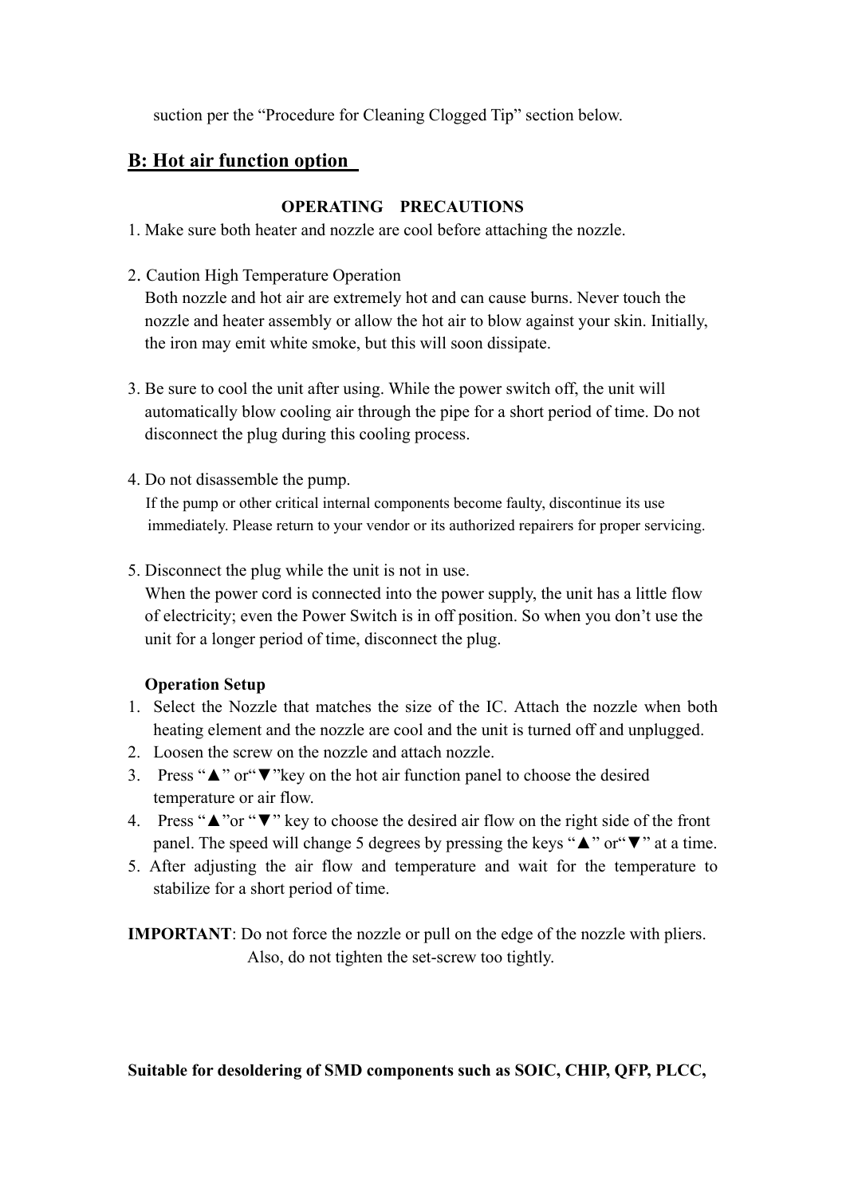suction per the "Procedure for Cleaning Clogged Tip" section below.

## B: Hot air function option

### OPERATING PRECAUTIONS

1. Make sure both heater and nozzle are cool before attaching the nozzle.

2. Caution High Temperature Operation
   Both nozzle and hot air are extremely hot and can cause burns. Never touch the nozzle and heater assembly or allow the hot air to blow against your skin. Initially, the iron may emit white smoke, but this will soon dissipate.

3. Be sure to cool the unit after using. While the power switch off, the unit will automatically blow cooling air through the pipe for a short period of time. Do not disconnect the plug during this cooling process.

4. Do not disassemble the pump.
   If the pump or other critical internal components become faulty, discontinue its use immediately. Please return to your vendor or its authorized repairers for proper servicing.

5. Disconnect the plug while the unit is not in use.
   When the power cord is connected into the power supply, the unit has a little flow of electricity; even the Power Switch is in off position. So when you don't use the unit for a longer period of time, disconnect the plug.

**Operation Setup**

1. Select the Nozzle that matches the size of the IC. Attach the nozzle when both heating element and the nozzle are cool and the unit is turned off and unplugged.
2. Loosen the screw on the nozzle and attach nozzle.
3. Press "▲" or"▼"key on the hot air function panel to choose the desired temperature or air flow.
4. Press "▲"or "▼" key to choose the desired air flow on the right side of the front panel. The speed will change 5 degrees by pressing the keys "▲" or"▼" at a time.
5. After adjusting the air flow and temperature and wait for the temperature to stabilize for a short period of time.

**IMPORTANT**: Do not force the nozzle or pull on the edge of the nozzle with pliers.
Also, do not tighten the set-screw too tightly.

**Suitable for desoldering of SMD components such as SOIC, CHIP, QFP, PLCC,**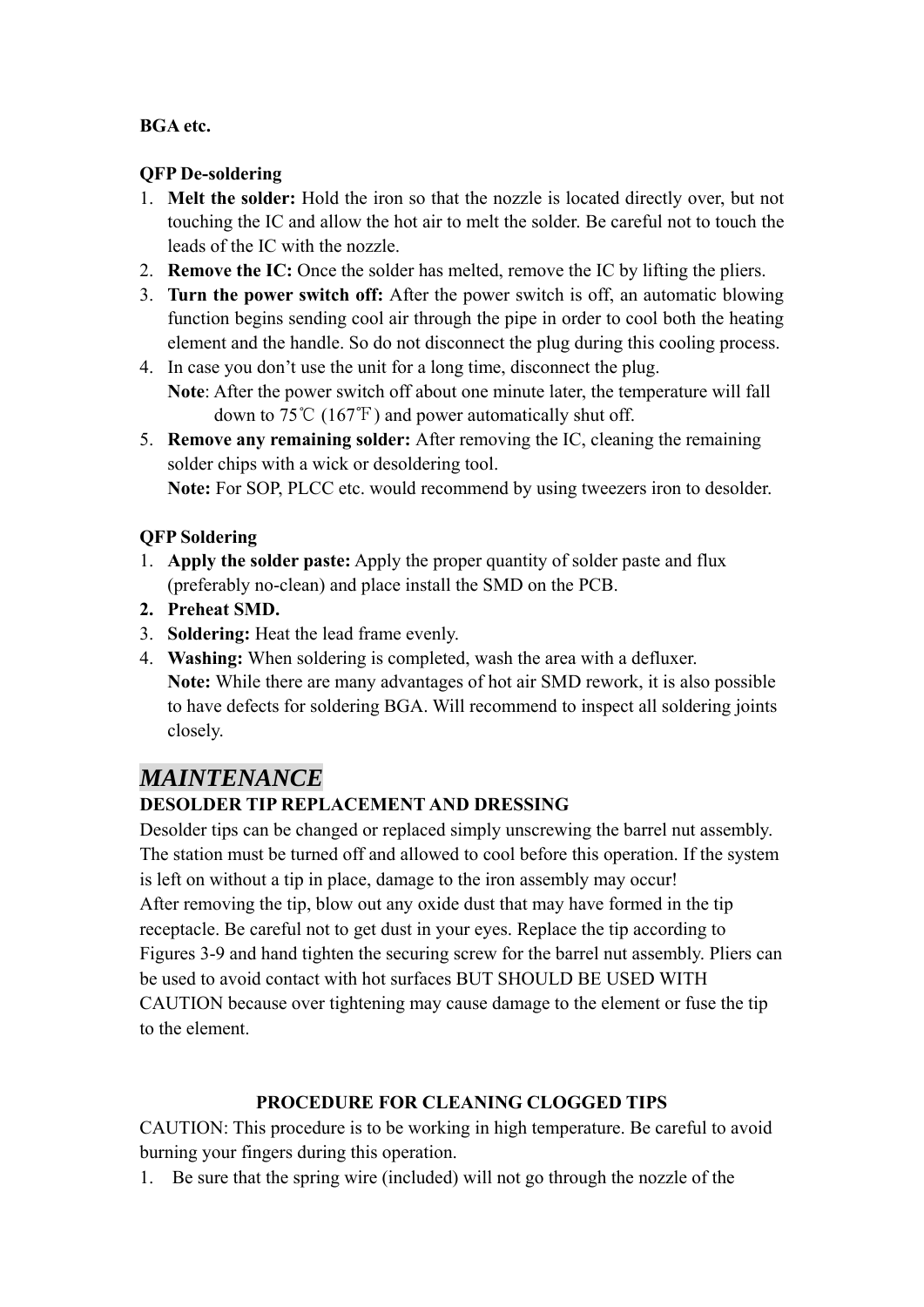**BGA etc.**

**QFP De-soldering**

1. **Melt the solder:** Hold the iron so that the nozzle is located directly over, but not touching the IC and allow the hot air to melt the solder. Be careful not to touch the leads of the IC with the nozzle.
2. **Remove the IC:** Once the solder has melted, remove the IC by lifting the pliers.
3. **Turn the power switch off:** After the power switch is off, an automatic blowing function begins sending cool air through the pipe in order to cool both the heating element and the handle. So do not disconnect the plug during this cooling process.
4. In case you don't use the unit for a long time, disconnect the plug.
   **Note**: After the power switch off about one minute later, the temperature will fall down to 75℃ (167℉) and power automatically shut off.
5. **Remove any remaining solder:** After removing the IC, cleaning the remaining solder chips with a wick or desoldering tool.
   **Note:** For SOP, PLCC etc. would recommend by using tweezers iron to desolder.

**QFP Soldering**

1. **Apply the solder paste:** Apply the proper quantity of solder paste and flux (preferably no-clean) and place install the SMD on the PCB.
2. **Preheat SMD.**
3. **Soldering:** Heat the lead frame evenly.
4. **Washing:** When soldering is completed, wash the area with a defluxer.
   **Note:** While there are many advantages of hot air SMD rework, it is also possible to have defects for soldering BGA. Will recommend to inspect all soldering joints closely.

# *MAINTENANCE*

## DESOLDER TIP REPLACEMENT AND DRESSING

Desolder tips can be changed or replaced simply unscrewing the barrel nut assembly. The station must be turned off and allowed to cool before this operation. If the system is left on without a tip in place, damage to the iron assembly may occur!
After removing the tip, blow out any oxide dust that may have formed in the tip receptacle. Be careful not to get dust in your eyes. Replace the tip according to Figures 3-9 and hand tighten the securing screw for the barrel nut assembly. Pliers can be used to avoid contact with hot surfaces BUT SHOULD BE USED WITH CAUTION because over tightening may cause damage to the element or fuse the tip to the element.

## PROCEDURE FOR CLEANING CLOGGED TIPS

CAUTION: This procedure is to be working in high temperature. Be careful to avoid burning your fingers during this operation.

1. Be sure that the spring wire (included) will not go through the nozzle of the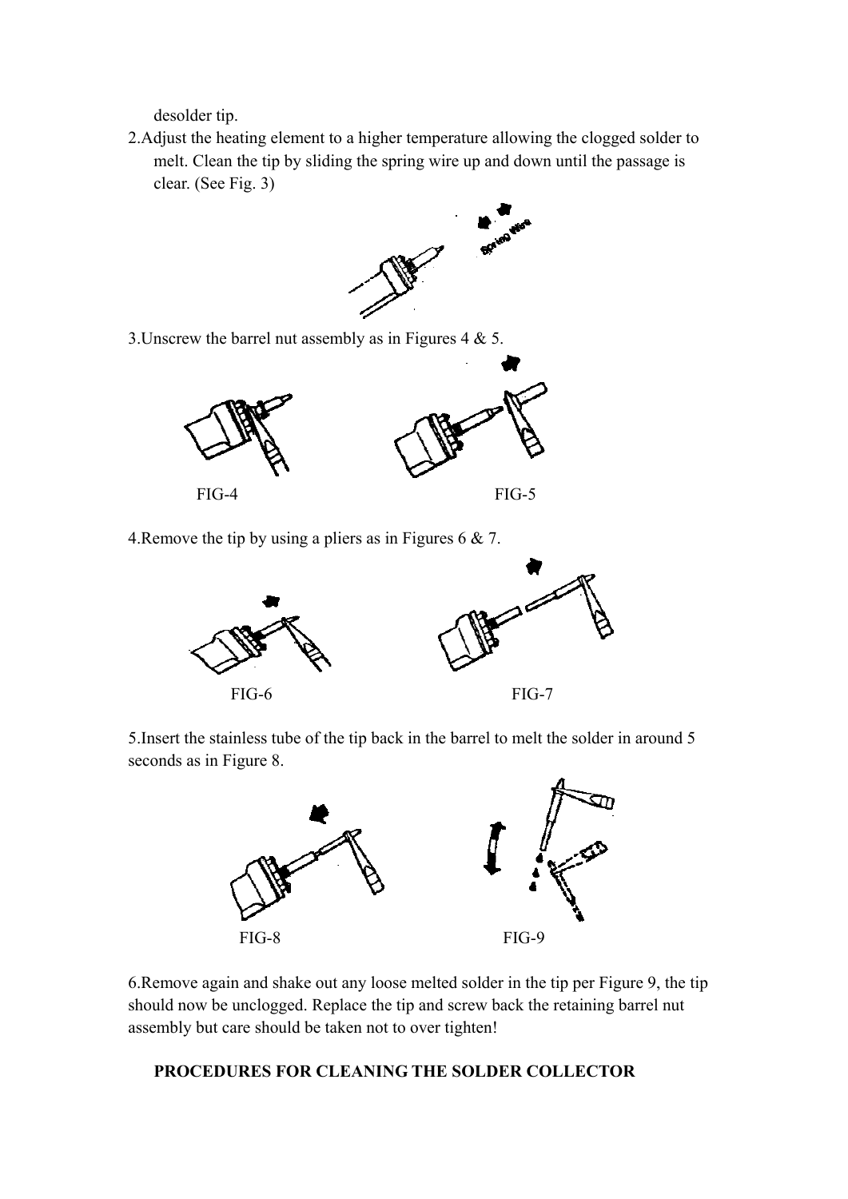desolder tip.

2. Adjust the heating element to a higher temperature allowing the clogged solder to melt. Clean the tip by sliding the spring wire up and down until the passage is clear. (See Fig. 3)

3. Unscrew the barrel nut assembly as in Figures 4 & 5.

FIG-4 FIG-5

4. Remove the tip by using a pliers as in Figures 6 & 7.

FIG-6 FIG-7

5. Insert the stainless tube of the tip back in the barrel to melt the solder in around 5 seconds as in Figure 8.

FIG-8 FIG-9

6. Remove again and shake out any loose melted solder in the tip per Figure 9, the tip should now be unclogged. Replace the tip and screw back the retaining barrel nut assembly but care should be taken not to over tighten!

**PROCEDURES FOR CLEANING THE SOLDER COLLECTOR**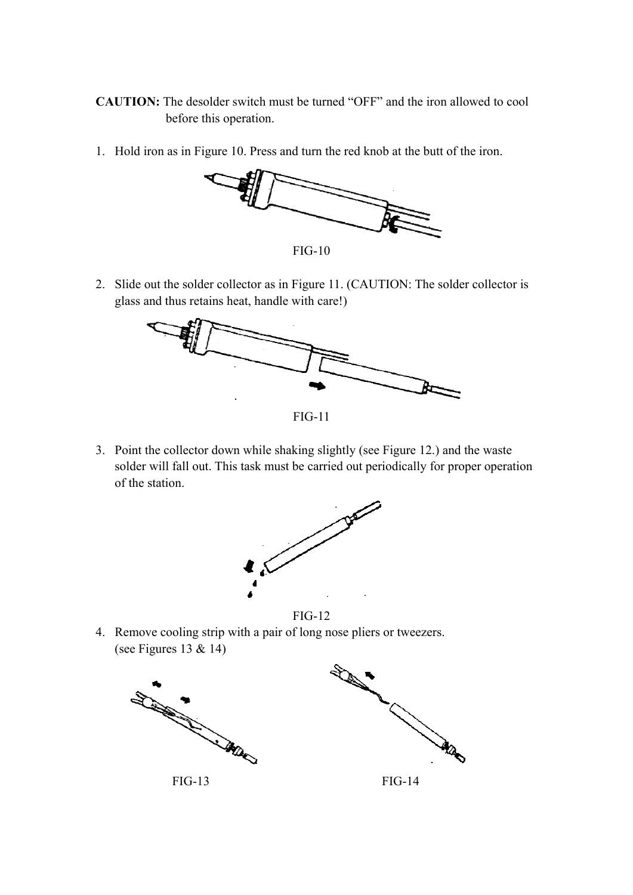**CAUTION:** The desolder switch must be turned "OFF" and the iron allowed to cool before this operation.

1. Hold iron as in Figure 10. Press and turn the red knob at the butt of the iron.

FIG-10

2. Slide out the solder collector as in Figure 11. (CAUTION: The solder collector is glass and thus retains heat, handle with care!)

FIG-11

3. Point the collector down while shaking slightly (see Figure 12.) and the waste solder will fall out. This task must be carried out periodically for proper operation of the station.

FIG-12

4. Remove cooling strip with a pair of long nose pliers or tweezers. (see Figures 13 & 14)

FIG-13

FIG-14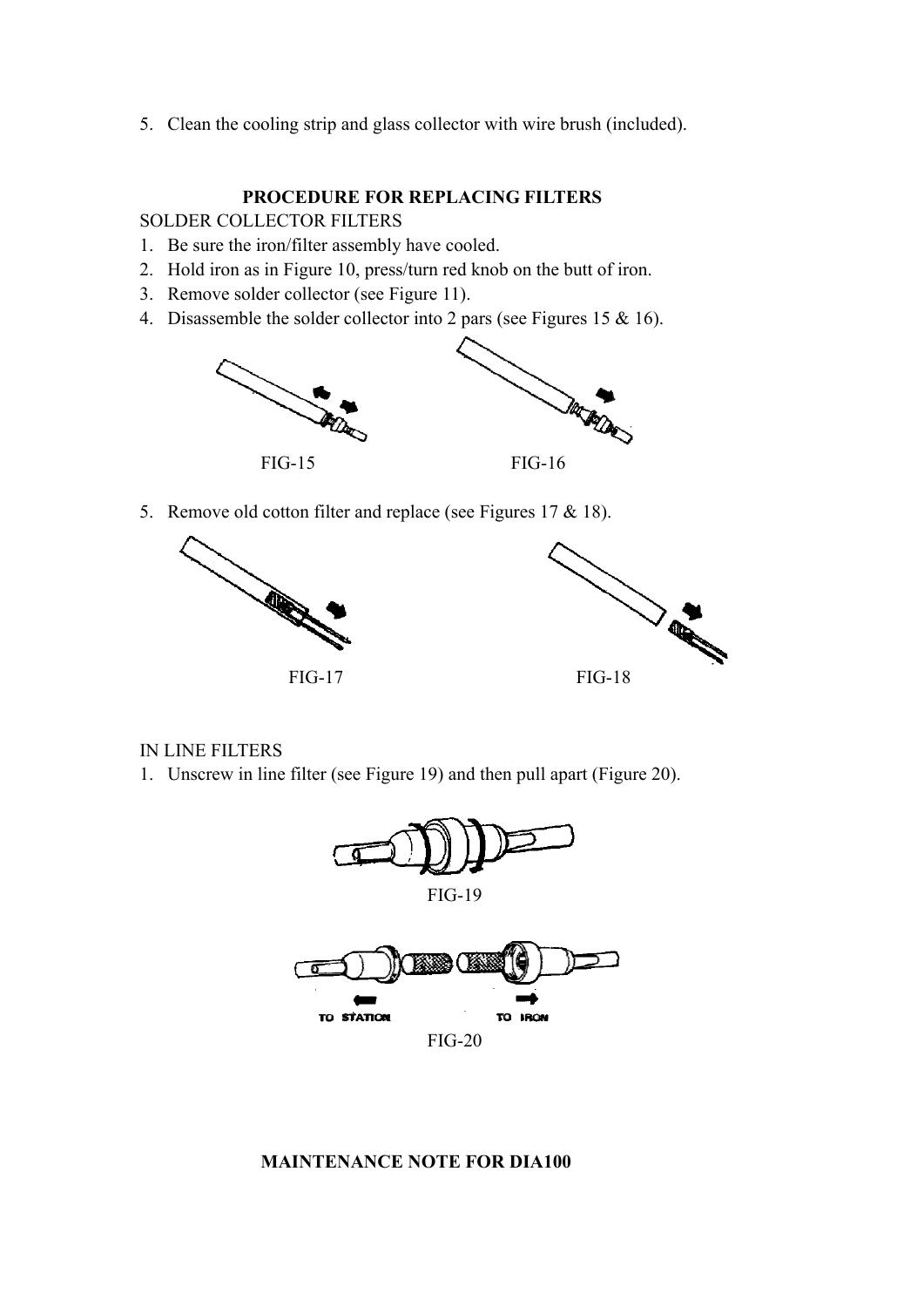5. Clean the cooling strip and glass collector with wire brush (included).

## PROCEDURE FOR REPLACING FILTERS

SOLDER COLLECTOR FILTERS

1. Be sure the iron/filter assembly have cooled.
2. Hold iron as in Figure 10, press/turn red knob on the butt of iron.
3. Remove solder collector (see Figure 11).
4. Disassemble the solder collector into 2 pars (see Figures 15 & 16).

FIG-15

FIG-16

5. Remove old cotton filter and replace (see Figures 17 & 18).

FIG-17

FIG-18

IN LINE FILTERS

1. Unscrew in line filter (see Figure 19) and then pull apart (Figure 20).

FIG-19

TO STATION TO IRON

FIG-20

## MAINTENANCE NOTE FOR DIA100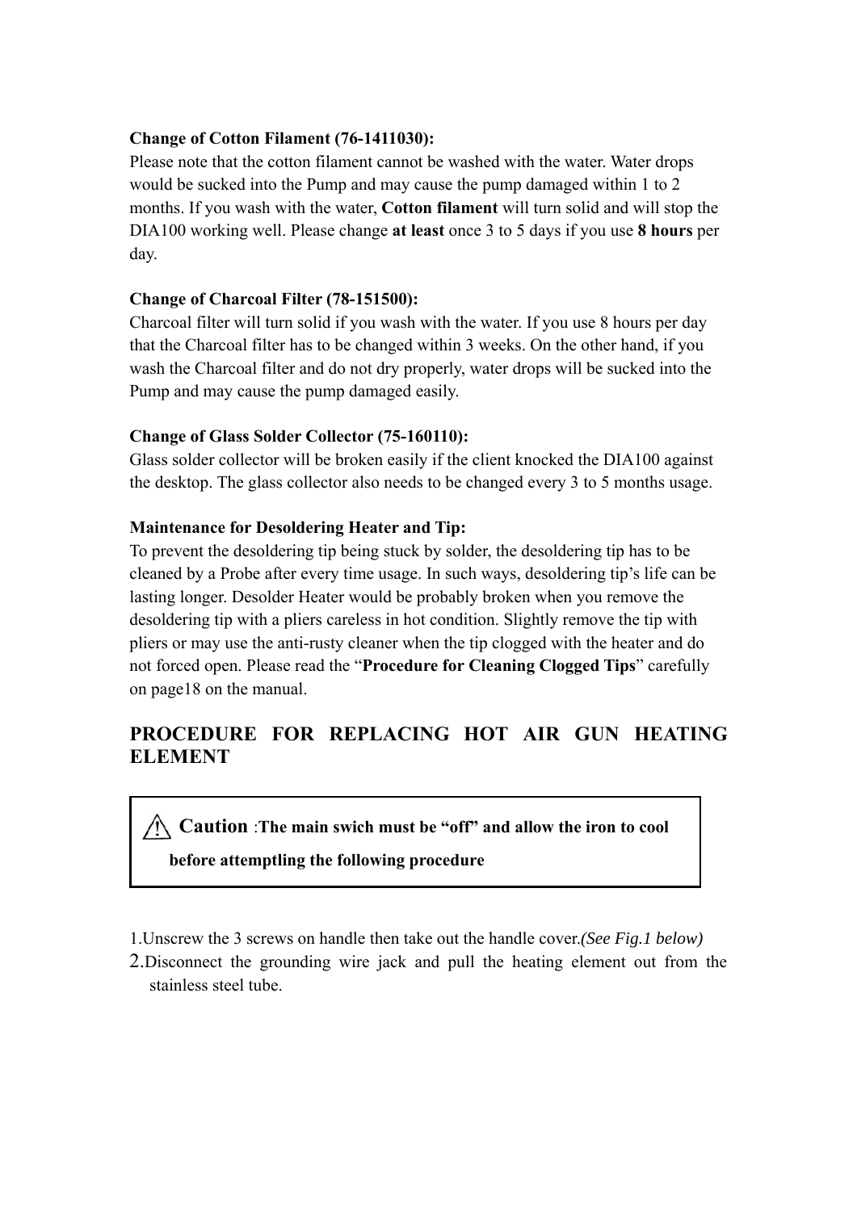**Change of Cotton Filament (76-1411030):**
Please note that the cotton filament cannot be washed with the water. Water drops would be sucked into the Pump and may cause the pump damaged within 1 to 2 months. If you wash with the water, **Cotton filament** will turn solid and will stop the DIA100 working well. Please change **at least** once 3 to 5 days if you use **8 hours** per day.

**Change of Charcoal Filter (78-151500):**
Charcoal filter will turn solid if you wash with the water. If you use 8 hours per day that the Charcoal filter has to be changed within 3 weeks. On the other hand, if you wash the Charcoal filter and do not dry properly, water drops will be sucked into the Pump and may cause the pump damaged easily.

**Change of Glass Solder Collector (75-160110):**
Glass solder collector will be broken easily if the client knocked the DIA100 against the desktop. The glass collector also needs to be changed every 3 to 5 months usage.

**Maintenance for Desoldering Heater and Tip:**
To prevent the desoldering tip being stuck by solder, the desoldering tip has to be cleaned by a Probe after every time usage. In such ways, desoldering tip's life can be lasting longer. Desolder Heater would be probably broken when you remove the desoldering tip with a pliers careless in hot condition. Slightly remove the tip with pliers or may use the anti-rusty cleaner when the tip clogged with the heater and do not forced open. Please read the "**Procedure for Cleaning Clogged Tips**" carefully on page18 on the manual.

## PROCEDURE FOR REPLACING HOT AIR GUN HEATING ELEMENT

> ⚠ **Caution** :**The main swich must be "off" and allow the iron to cool before attemptling the following procedure**

1. Unscrew the 3 screws on handle then take out the handle cover.*(See Fig.1 below)*
2. Disconnect the grounding wire jack and pull the heating element out from the stainless steel tube.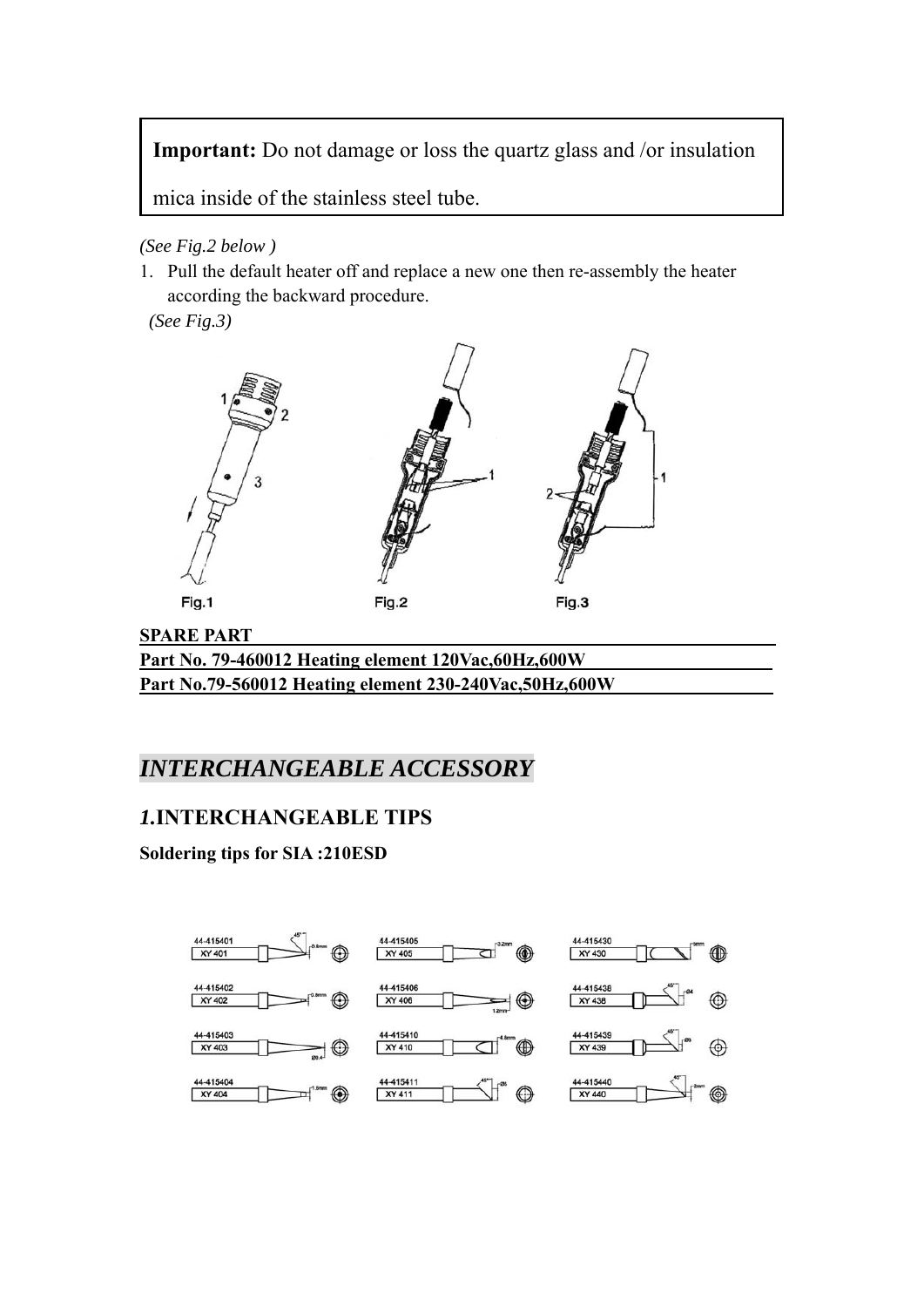**Important:** Do not damage or loss the quartz glass and /or insulation mica inside of the stainless steel tube.

*(See Fig.2 below )*

1. Pull the default heater off and replace a new one then re-assembly the heater according the backward procedure.

*(See Fig.3)*

Fig.1 Fig.2 Fig.3

**SPARE PART**

**Part No. 79-460012 Heating element 120Vac,60Hz,600W**

**Part No.79-560012 Heating element 230-240Vac,50Hz,600W**

## *INTERCHANGEABLE ACCESSORY*

### *1.*INTERCHANGEABLE TIPS

**Soldering tips for SIA :210ESD**

| | | |
|---|---|---|
| 44-415401 XY 401 | 44-415405 XY 405 | 44-415430 XY 430 |
| 44-415402 XY 402 | 44-415406 XY 406 | 44-415438 XY 438 |
| 44-415403 XY 403 | 44-415410 XY 410 | 44-415439 XY 439 |
| 44-415404 XY 404 | 44-415411 XY 411 | 44-415440 XY 440 |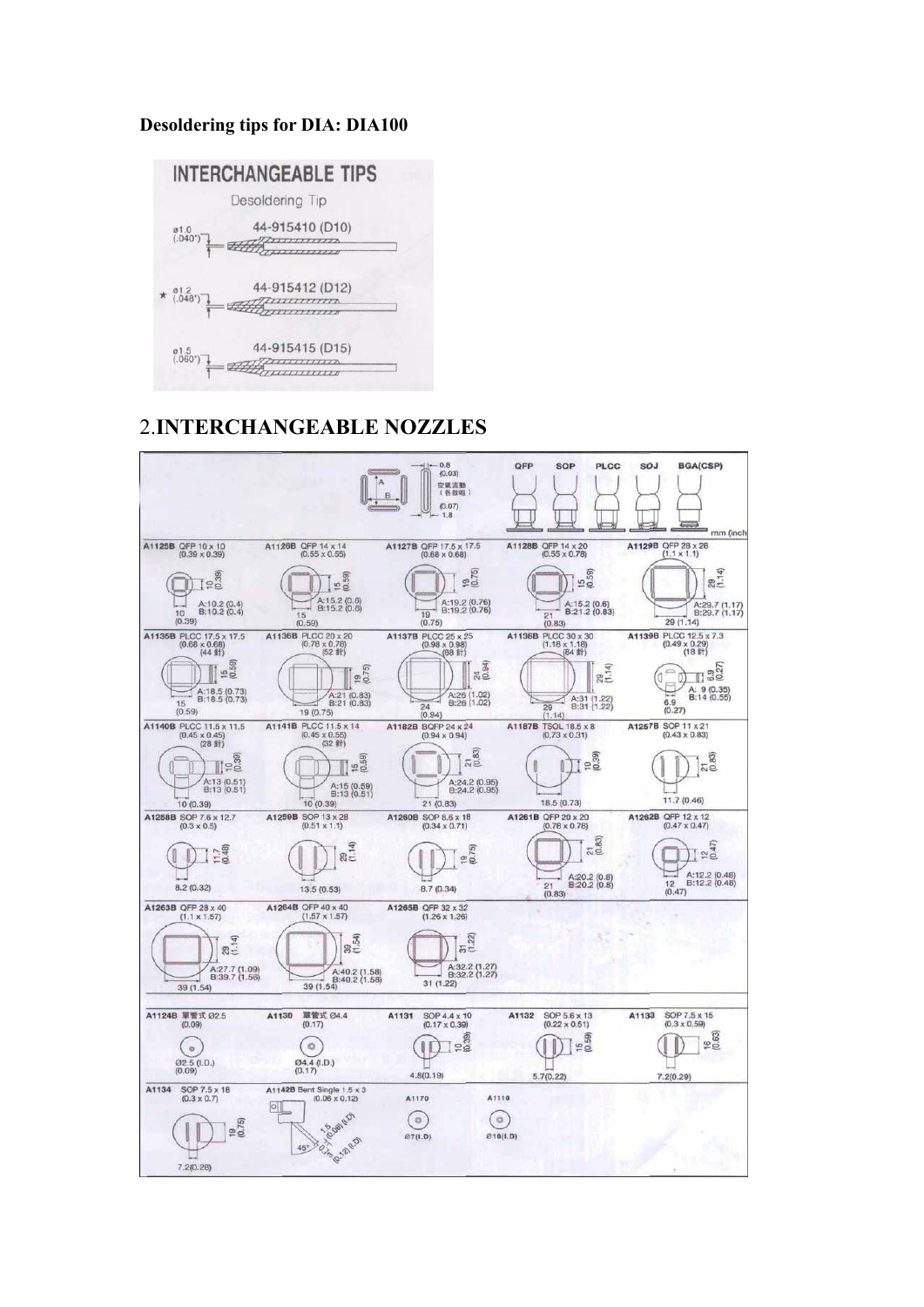**Desoldering tips for DIA: DIA100**

INTERCHANGEABLE TIPS

Desoldering Tip

ø1.0 (.040") 44-915410 (D10)

★ ø1.2 (.048") 44-915412 (D12)

ø1.5 (.060") 44-915415 (D15)

## 2.INTERCHANGEABLE NOZZLES

0.8 (0.03)
空氣流動 (各款嘴)
(0.07) 1.8

QFP SOP PLCC SOJ BGA(CSP)

mm (inch)

A1125B QFP 10 x 10 (0.39 x 0.39) — 10 (0.39); A:10.2 (0.4) B:10.2 (0.4); 10 (0.39)

A1126B QFP 14 x 14 (0.55 x 0.55) — 15 (0.59); A:15.2 (0.6) B:15.2 (0.6); 15 (0.59)

A1127B QFP 17.5 x 17.5 (0.68 x 0.68) — 19 (0.75); A:19.2 (0.76) B:19.2 (0.76); 19 (0.75)

A1128B QFP 14 x 20 (0.55 x 0.78) — 15 (0.59); A:15.2 (0.6) B:21.2 (0.83); 21 (0.83)

A1129B QFP 28 x 28 (1.1 x 1.1) — 29 (1.14); A:29.7 (1.17) B:29.7 (1.17); 29 (1.14)

A1135B PLCC 17.5 x 17.5 (0.68 x 0.68) (44 針) — 15 (0.59); A:18.5 (0.73) B:18.5 (0.73); 15 (0.59)

A1136B PLCC 20 x 20 (0.78 x 0.78) (52 針) — 19 (0.75); A:21 (0.83) B:21 (0.83); 19 (0.75)

A1137B PLCC 25 x 25 (0.98 x 0.98) (68 針) — 24 (0.94); A:26 (1.02) B:26 (1.02); 24 (0.94)

A1138B PLCC 30 x 30 (1.18 x 1.18) (84 針) — 29 (1.14); A:31 (1.22) B:31 (1.22); 29 (1.14)

A1139B PLCC 12.5 x 7.3 (0.49 x 0.29) (18 針) — 6.9 (0.27); A: 9 (0.35) B:14 (0.55); 6.9 (0.27)

A1140B PLCC 11.5 x 11.5 (0.45 x 0.45) (28 針) — 10 (0.39); A:13 (0.51) B:13 (0.51); 10 (0.39)

A1141B PLCC 11.5 x 14 (0.45 x 0.55) (32 針) — 15 (0.59); A:15 (0.59) B:13 (0.51); 10 (0.39)

A1182B BQFP 24 x 24 (0.94 x 0.94) — 21 (0.83); A:24.2 (0.95) B:24.2 (0.95); 21 (0.83)

A1187B TSOL 18.5 x 8 (0.73 x 0.31) — 10 (0.39); 18.5 (0.73)

A1257B SOP 11 x 21 (0.43 x 0.83) — 21 (0.83); 11.7 (0.46)

A1258B SOP 7.6 x 12.7 (0.3 x 0.5) — 11.7 (0.46); 8.2 (0.32)

A1259B SOP 13 x 28 (0.51 x 1.1) — 29 (1.14); 13.5 (0.53)

A1260B SOP 8.6 x 18 (0.34 x 0.71) — 19 (0.75); 8.7 (0.34)

A1261B QFP 20 x 20 (0.78 x 0.78) — 21 (0.83); A:20.2 (0.8) B:20.2 (0.8); 21 (0.83)

A1262B QFP 12 x 12 (0.47 x 0.47) — 12 (0.47); A:12.2 (0.48) B:12.2 (0.48); 12 (0.47)

A1263B QFP 28 x 40 (1.1 x 1.57) — 29 (1.14); A:27.7 (1.09) B:39.7 (1.56); 39 (1.54)

A1264B QFP 40 x 40 (1.57 x 1.57) — 39 (1.54); A:40.2 (1.58) B:40.2 (1.58); 39 (1.54)

A1265B QFP 32 x 32 (1.26 x 1.26) — 31 (1.22); A:32.2 (1.27) B:32.2 (1.27); 31 (1.22)

A1124B 單管式 Ø2.5 (0.09) — Ø2.5 (I.D.) (0.09)

A1130 單管式 Ø4.4 (0.17) — Ø4.4 (I.D.) (0.17)

A1131 SOP 4.4 x 10 (0.17 x 0.39) — 10 (0.39); 4.8 (0.19)

A1132 SOP 5.6 x 13 (0.22 x 0.51) — 15 (0.59); 5.7 (0.22)

A1133 SOP 7.5 x 15 (0.3 x 0.59) — 16 (0.63); 7.2 (0.29)

A1134 SOP 7.5 x 18 (0.3 x 0.7) — 19 (0.75); 7.2 (0.28)

A1142B Bent Single 1.5 x 3 (0.06 x 0.12) — 1.5 (0.06) (I.D); 3 (0.12) (I.D); 45°

A1170 — Ø7 (I.D)

A1110 — Ø10 (I.D)